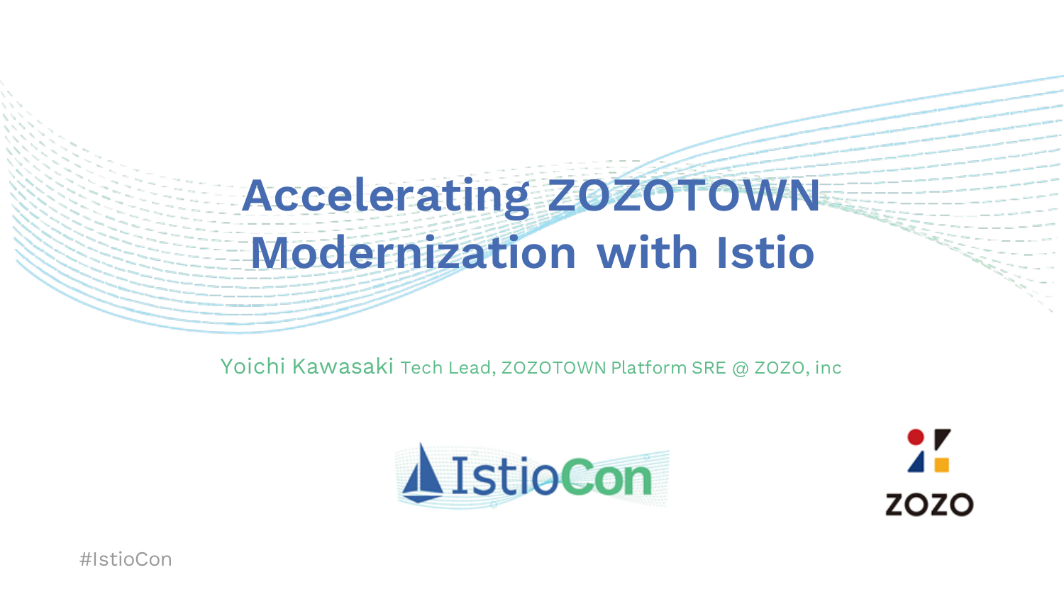# Accelerating ZOZOTOWN Modernization with Istio

Yoichi Kawasaki Tech Lead, ZOZOTOWN Platform SRE @ ZOZO, inc

IstioCon

ZOZO

#IstioCon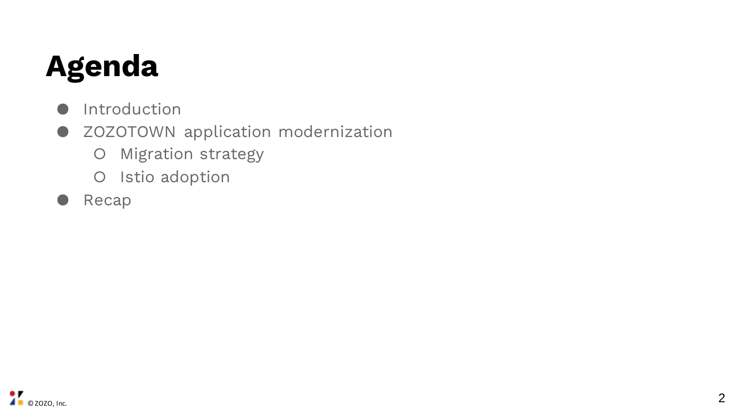# Agenda

- Introduction
- ZOZOTOWN application modernization
  - Migration strategy
  - Istio adoption
- Recap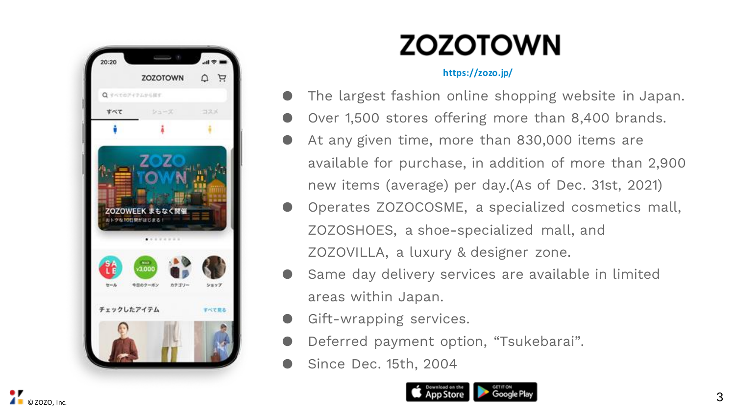# ZOZOTOWN

https://zozo.jp/

- The largest fashion online shopping website in Japan.
- Over 1,500 stores offering more than 8,400 brands.
- At any given time, more than 830,000 items are available for purchase, in addition of more than 2,900 new items (average) per day.(As of Dec. 31st, 2021)
- Operates ZOZOCOSME, a specialized cosmetics mall, ZOZOSHOES, a shoe-specialized mall, and ZOZOVILLA, a luxury & designer zone.
- Same day delivery services are available in limited areas within Japan.
- Gift-wrapping services.
- Deferred payment option, “Tsukebarai”.
- Since Dec. 15th, 2004

© ZOZO, Inc.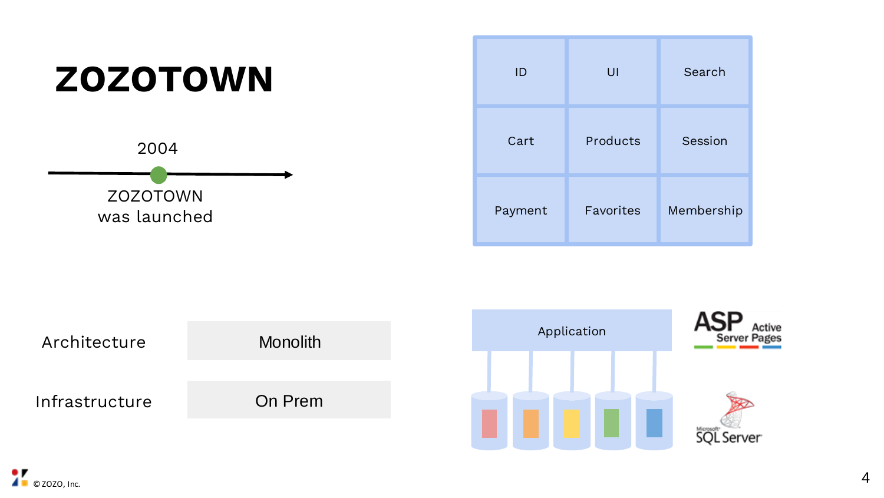# ZOZOTOWN

2004

ZOZOTOWN was launched

| ID | UI | Search |
|---|---|---|
| Cart | Products | Session |
| Payment | Favorites | Membership |

| | |
|---|---|
| Architecture | Monolith |
| Infrastructure | On Prem |

Application

ASP Active Server Pages

Microsoft SQL Server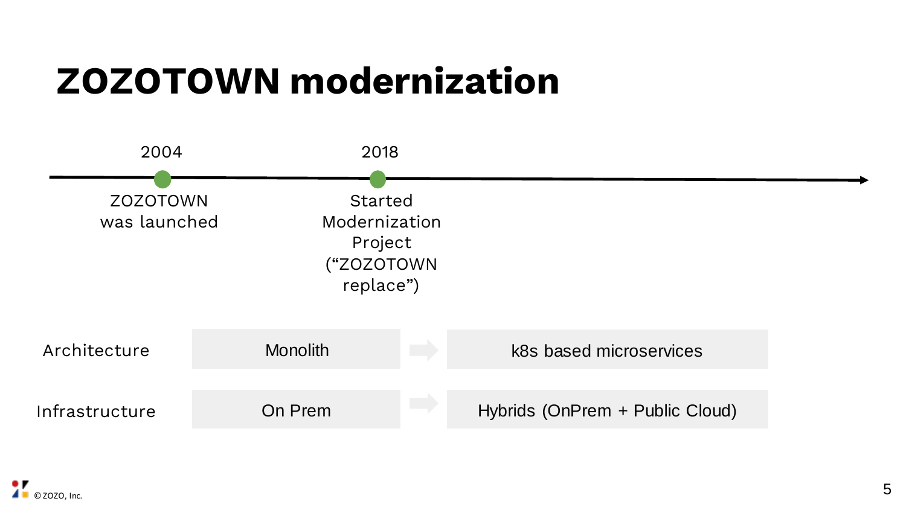# ZOZOTOWN modernization

- **2004**: ZOZOTOWN was launched
- **2018**: Started Modernization Project (“ZOZOTOWN replace”)

| | Before | | After |
|---|---|---|---|
| Architecture | Monolith | → | k8s based microservices |
| Infrastructure | On Prem | → | Hybrids (OnPrem + Public Cloud) |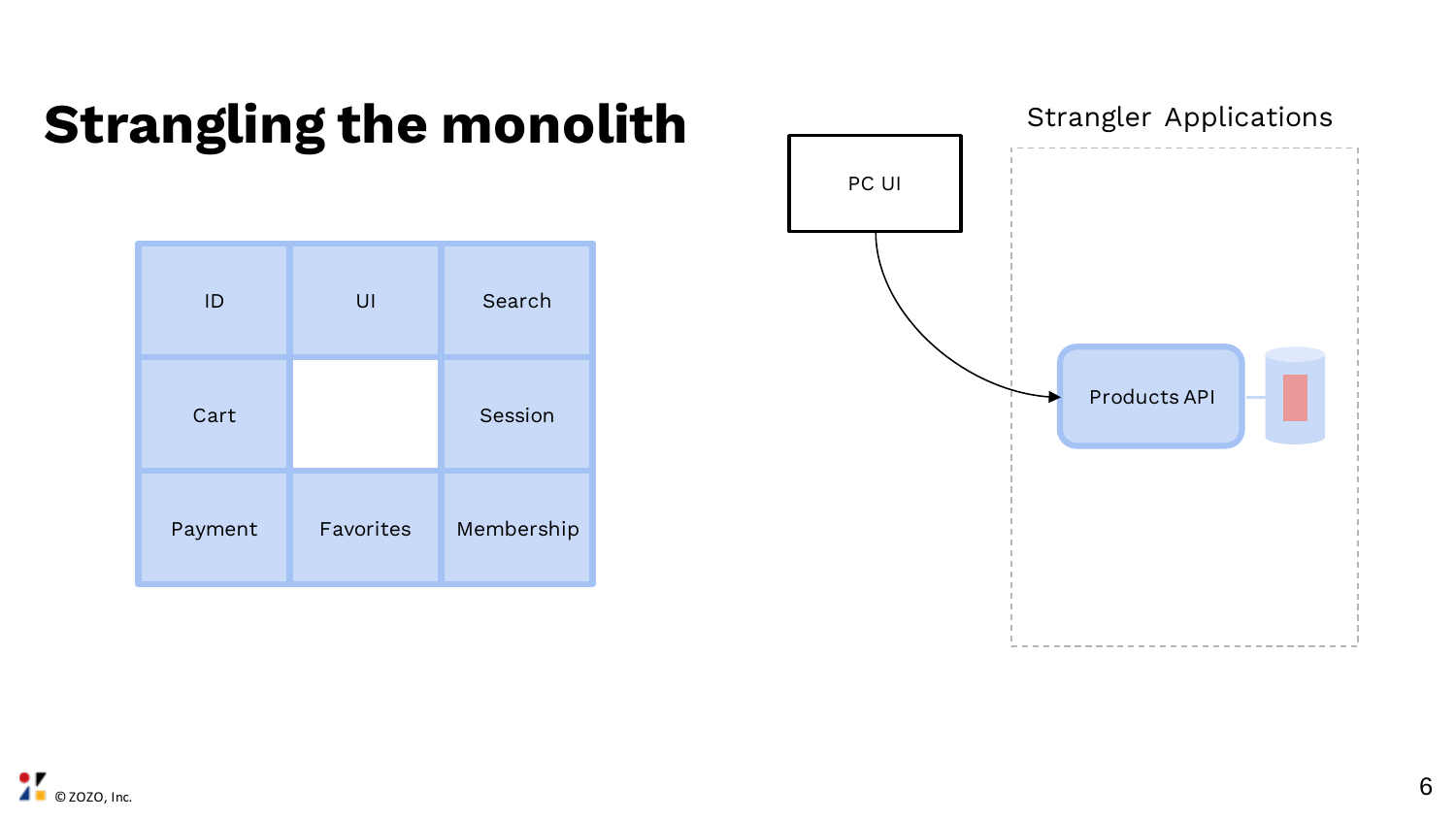# Strangling the monolith

| ID | UI | Search |
|---|---|---|
| Cart | | Session |
| Payment | Favorites | Membership |

PC UI

Strangler Applications

Products API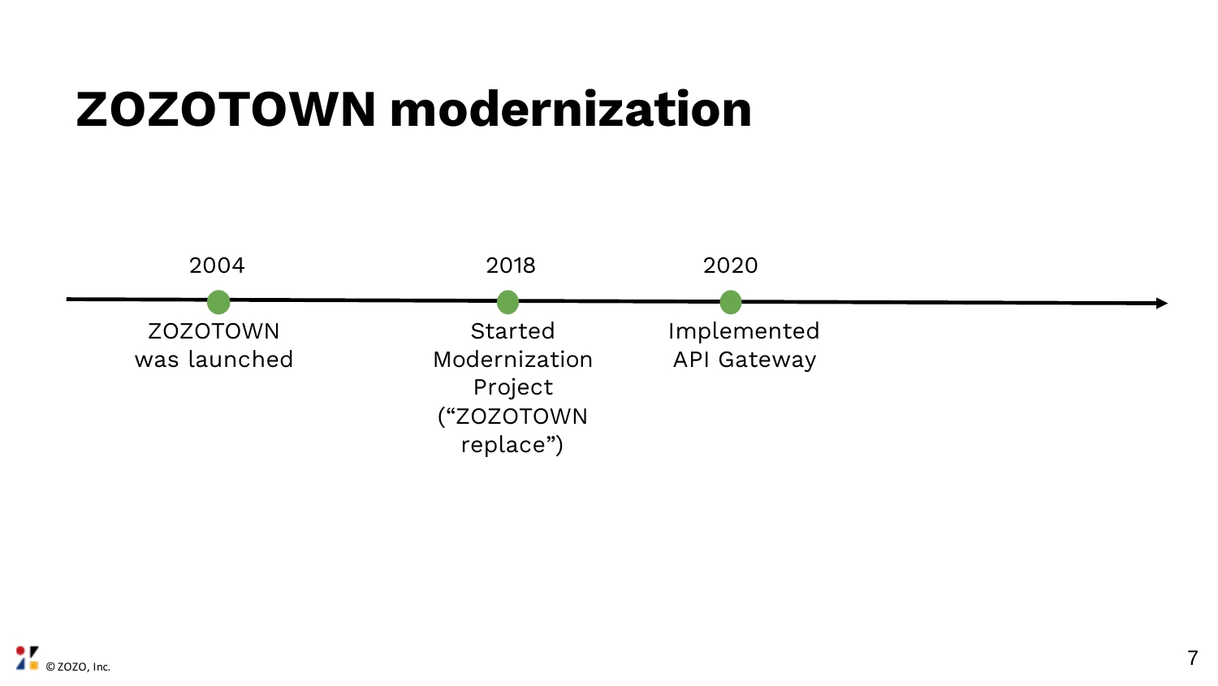# ZOZOTOWN modernization

- **2004** — ZOZOTOWN was launched
- **2018** — Started Modernization Project (“ZOZOTOWN replace”)
- **2020** — Implemented API Gateway

© ZOZO, Inc.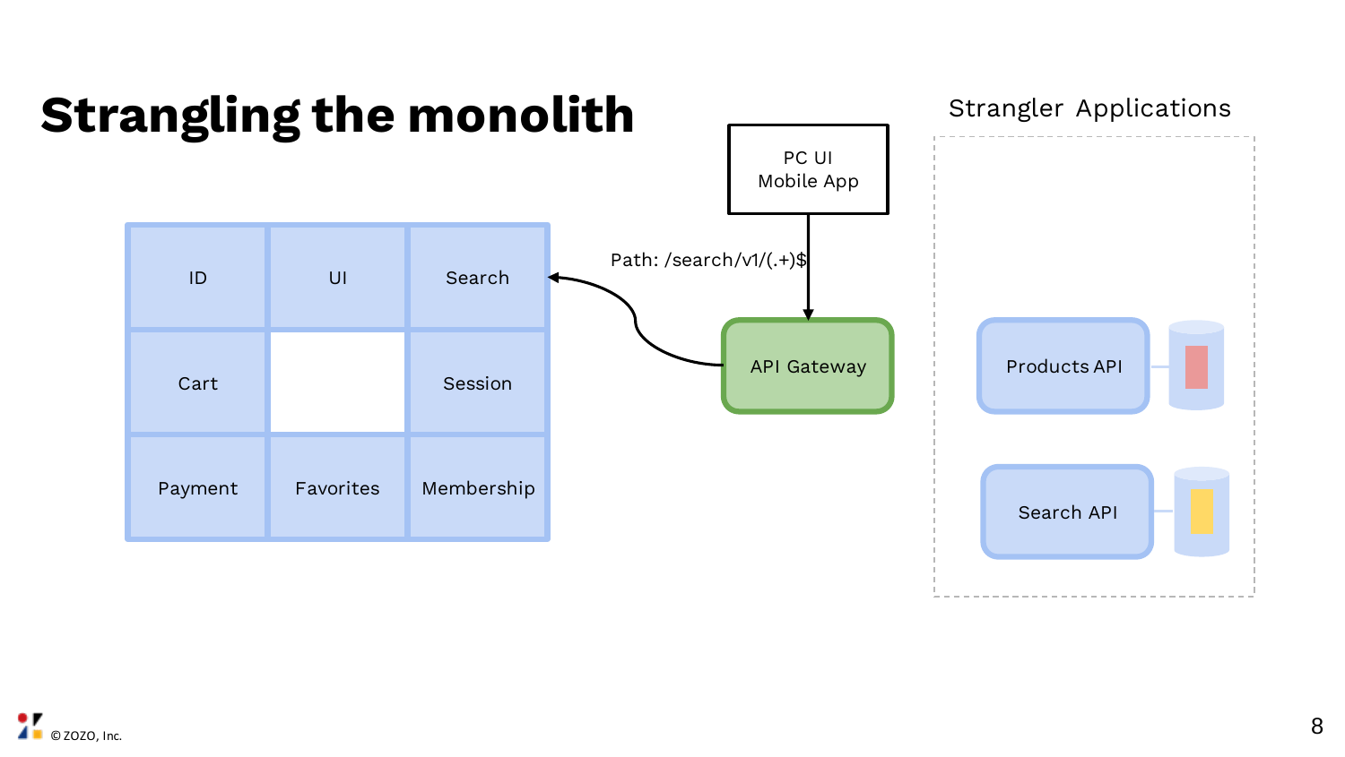# Strangling the monolith

Strangler Applications

PC UI
Mobile App

Path: /search/v1/(.+)$

API Gateway

| ID | UI | Search |
|---|---|---|
| Cart | | Session |
| Payment | Favorites | Membership |

Products API

Search API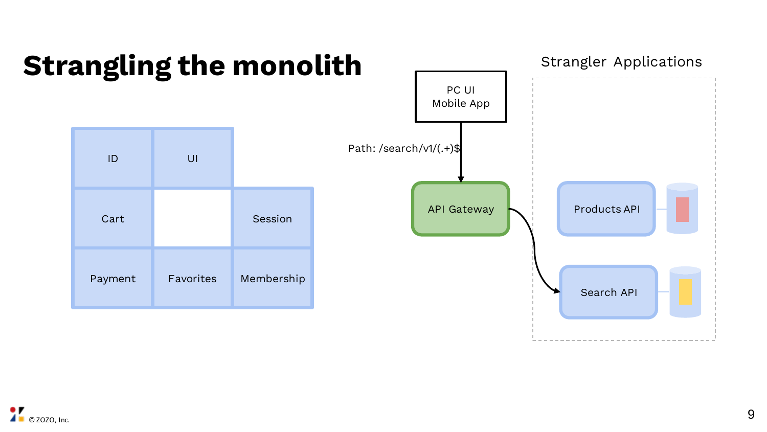# Strangling the monolith

ID | UI
Cart | | Session
Payment | Favorites | Membership

PC UI
Mobile App

Path: /search/v1/(.+)$

API Gateway

Strangler Applications

Products API

Search API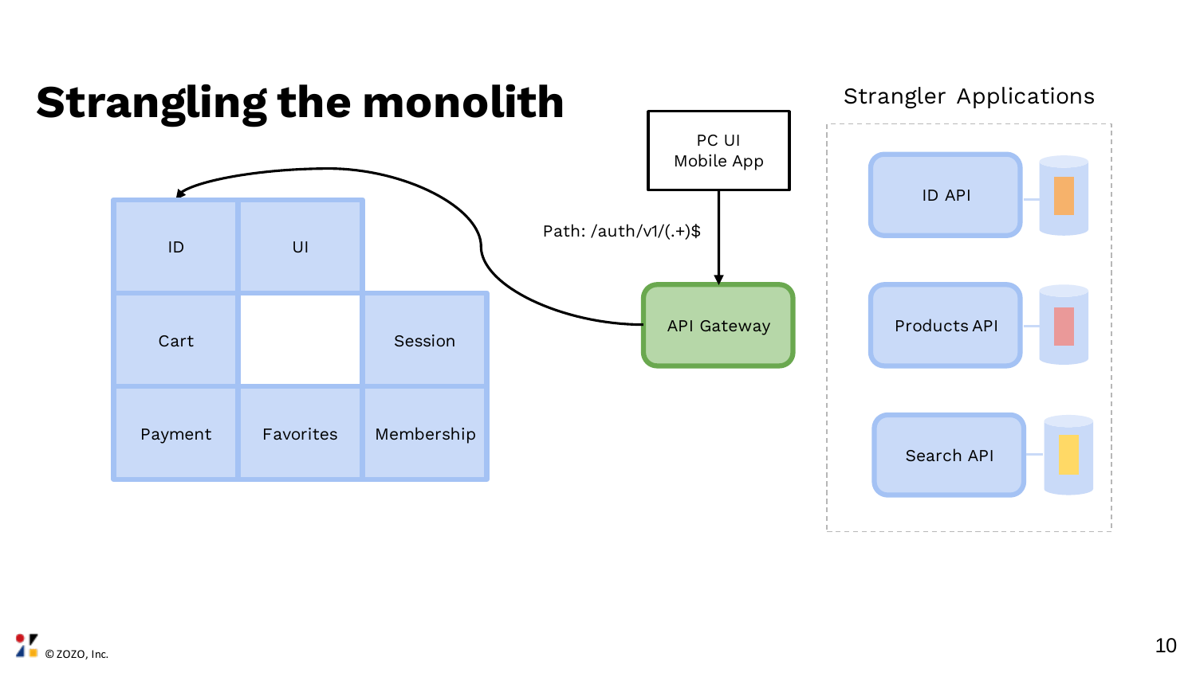# Strangling the monolith

PC UI
Mobile App

Path: /auth/v1/(.+)$

API Gateway

| ID | UI | |
| --- | --- | --- |
| Cart | | Session |
| Payment | Favorites | Membership |

Strangler Applications

- ID API
- Products API
- Search API

© ZOZO, Inc.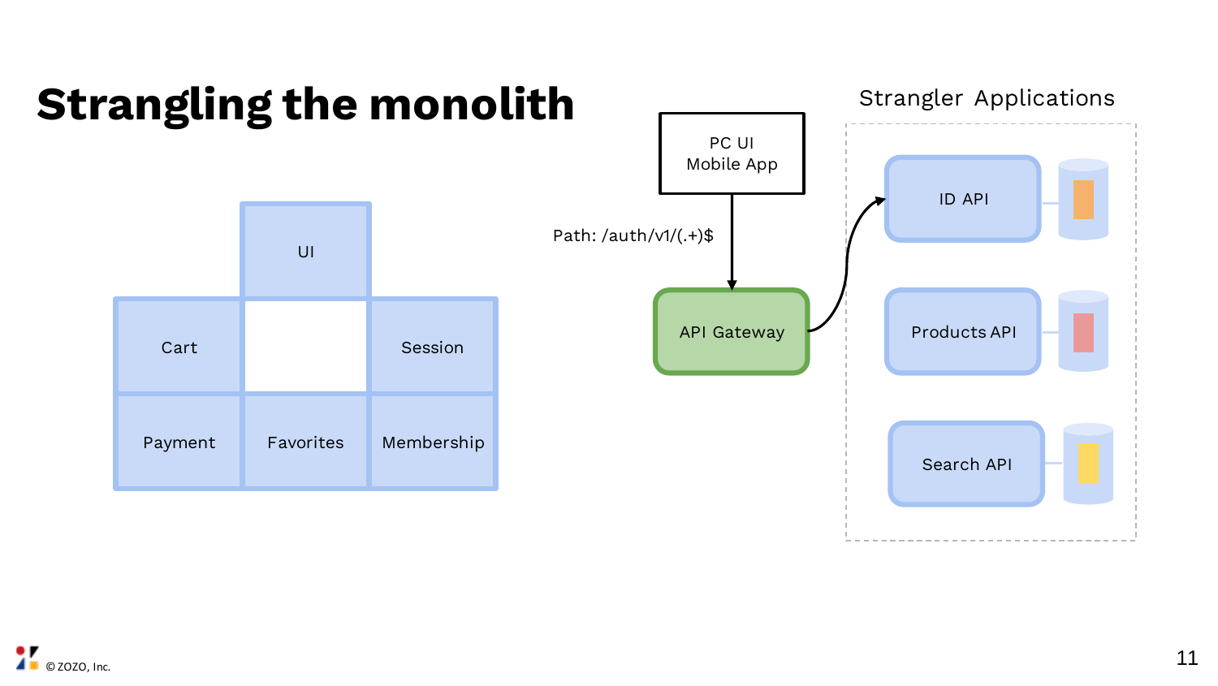# Strangling the monolith

UI

Cart | | Session

Payment | Favorites | Membership

PC UI
Mobile App

Path: /auth/v1/(.+)$

API Gateway

Strangler Applications

ID API

Products API

Search API

© ZOZO, Inc.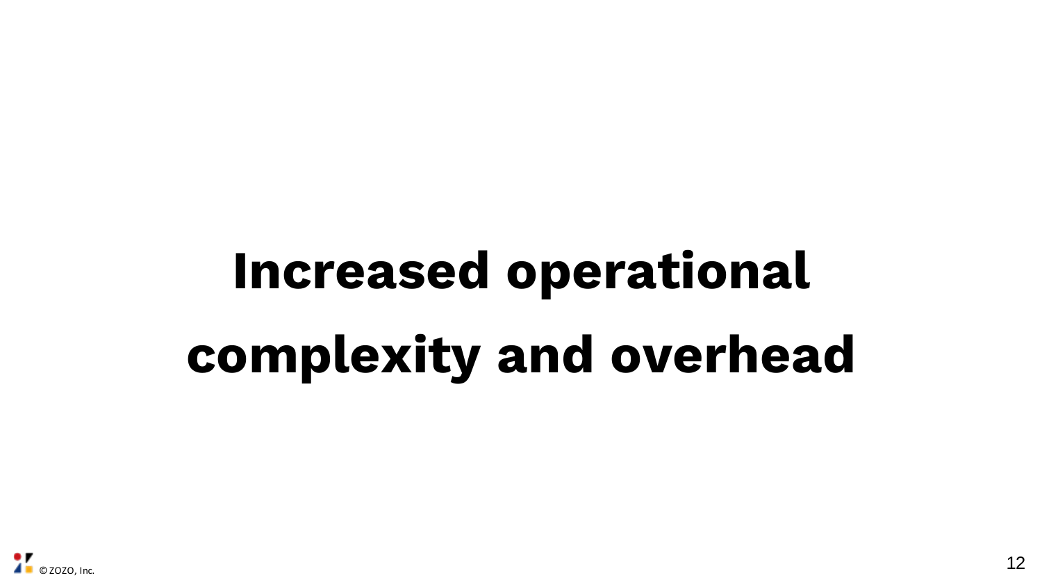# Increased operational complexity and overhead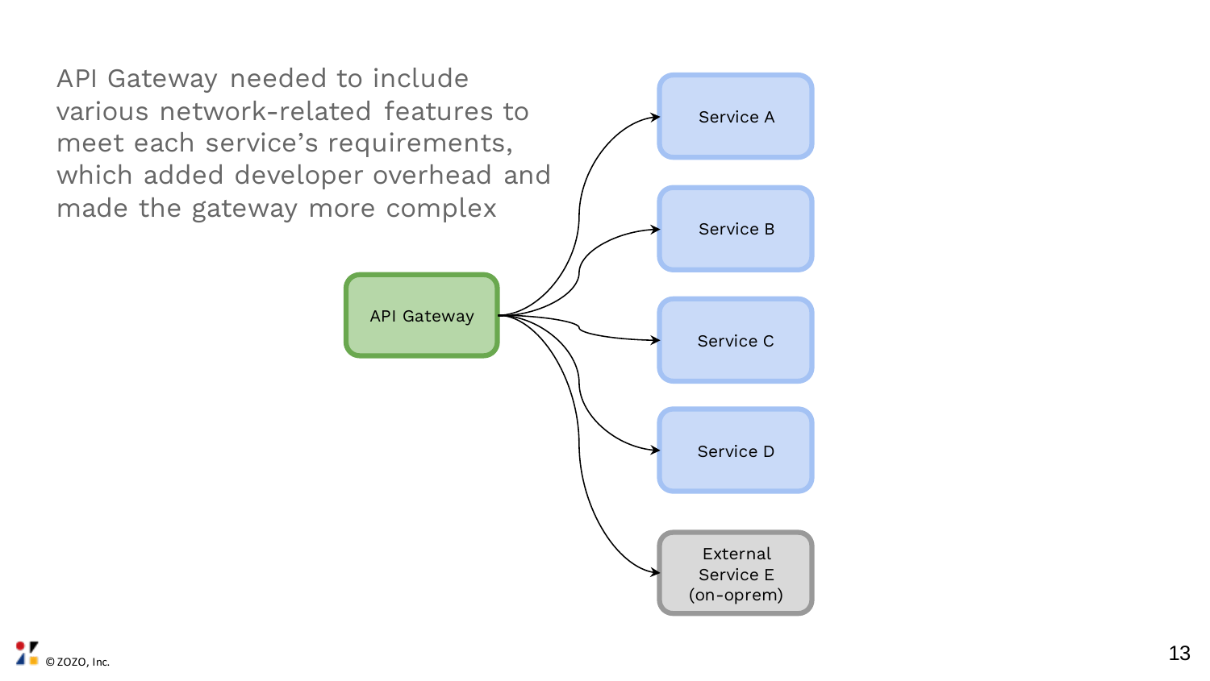API Gateway needed to include various network-related features to meet each service's requirements, which added developer overhead and made the gateway more complex

API Gateway

Service A

Service B

Service C

Service D

External Service E (on-oprem)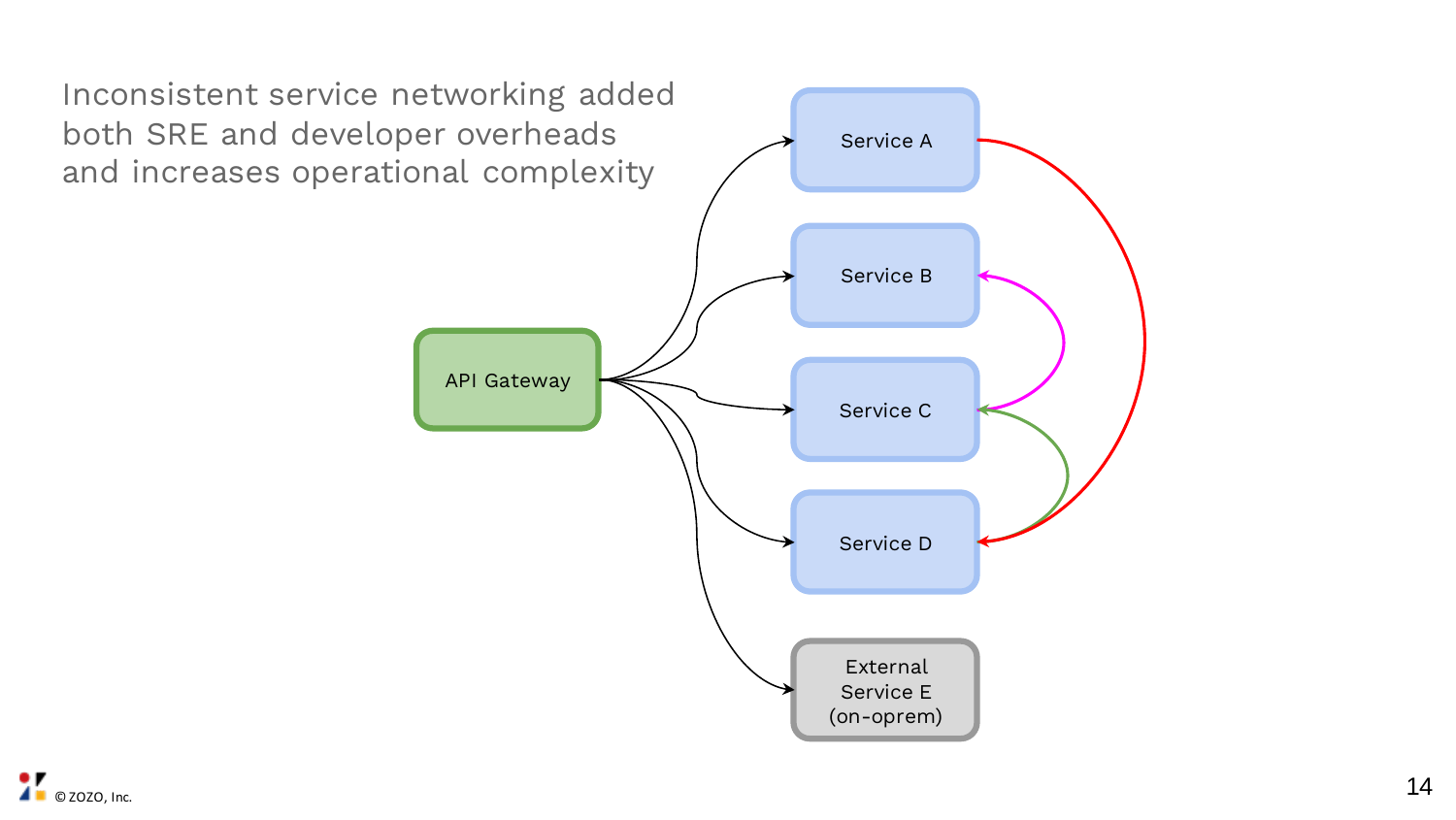# Inconsistent service networking added both SRE and developer overheads and increases operational complexity

API Gateway

Service A

Service B

Service C

Service D

External Service E (on-oprem)

© ZOZO, Inc.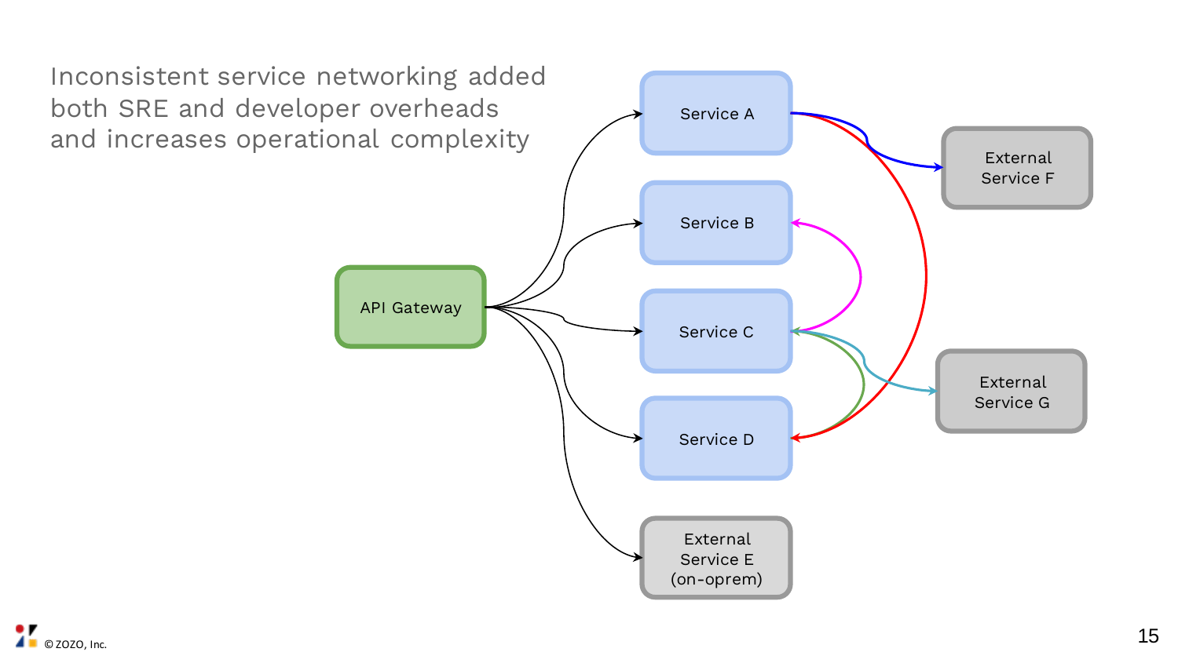Inconsistent service networking added both SRE and developer overheads and increases operational complexity

API Gateway

Service A

Service B

Service C

Service D

External Service E (on-oprem)

External Service F

External Service G

© ZOZO, Inc.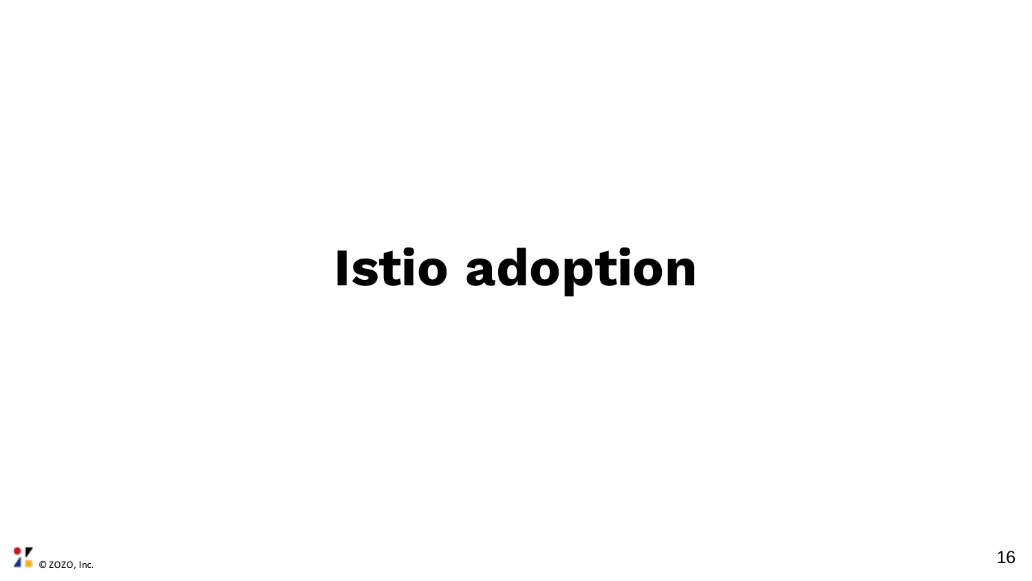# Istio adoption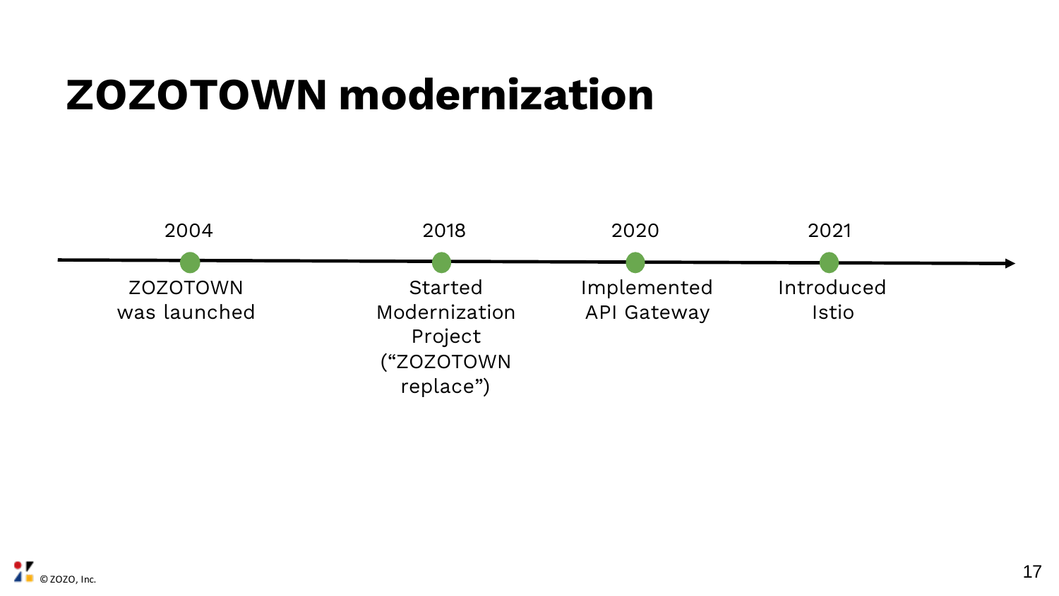# ZOZOTOWN modernization

- **2004** — ZOZOTOWN was launched
- **2018** — Started Modernization Project (“ZOZOTOWN replace”)
- **2020** — Implemented API Gateway
- **2021** — Introduced Istio

© ZOZO, Inc.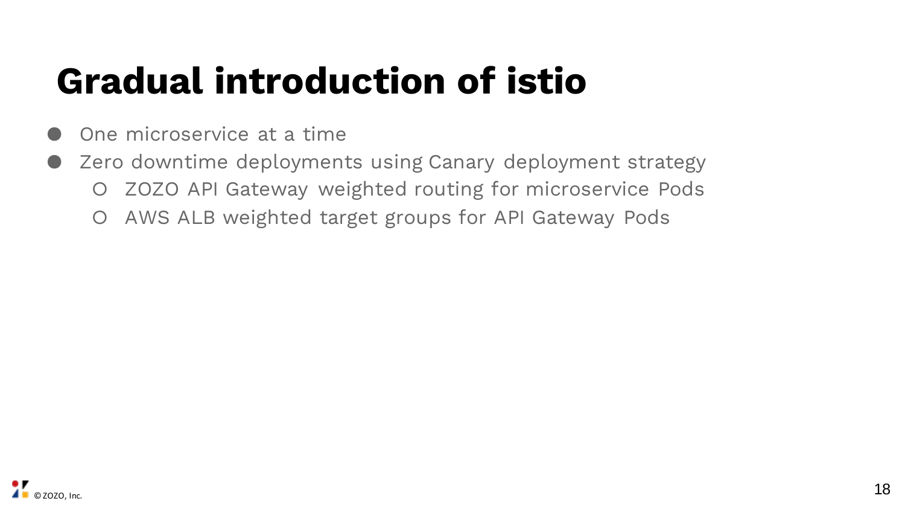# Gradual introduction of istio

- One microservice at a time
- Zero downtime deployments using Canary deployment strategy
  - ZOZO API Gateway weighted routing for microservice Pods
  - AWS ALB weighted target groups for API Gateway Pods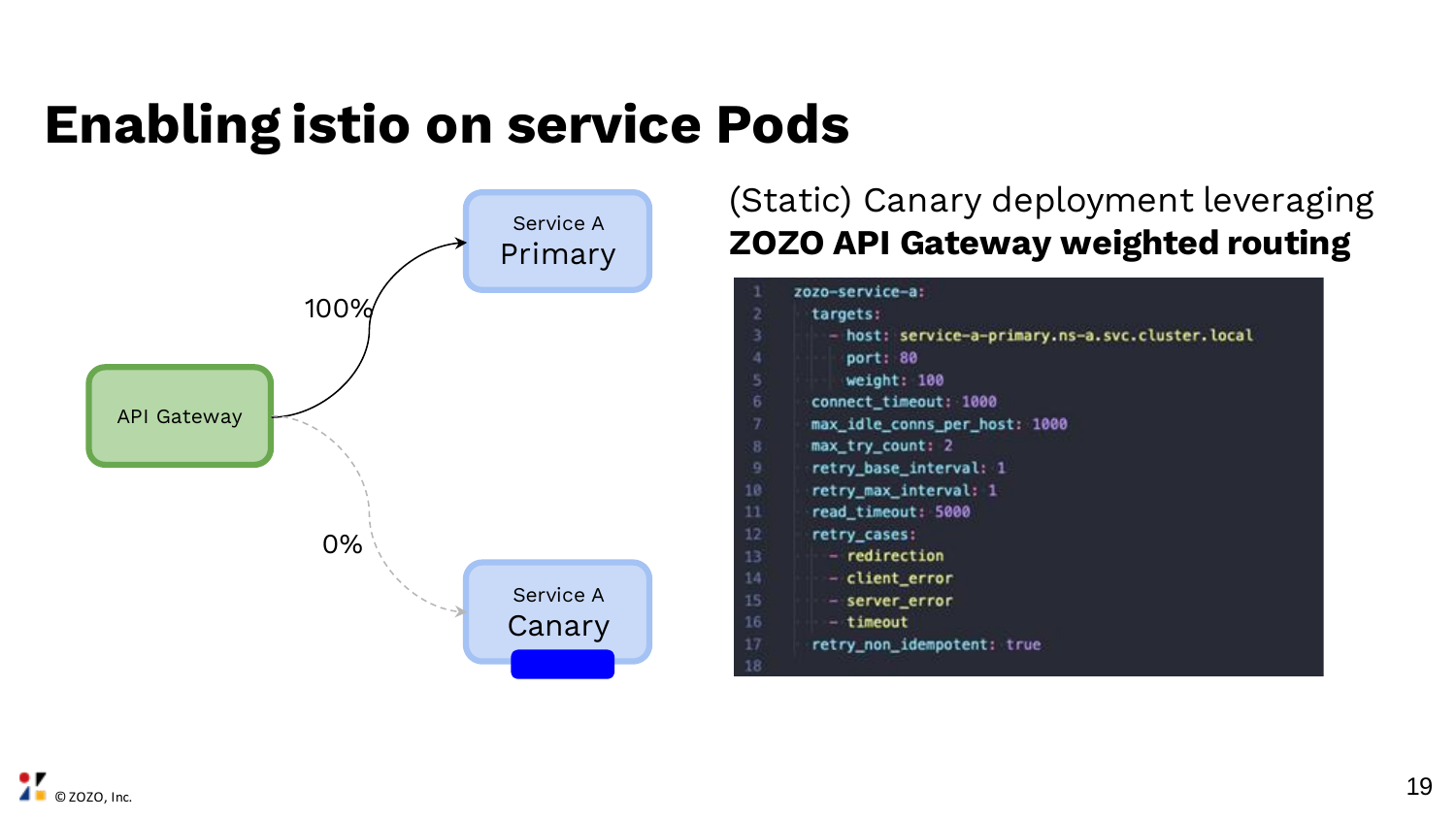# Enabling istio on service Pods

API Gateway → 100% → Service A Primary

API Gateway → 0% → Service A Canary

(Static) Canary deployment leveraging **ZOZO API Gateway weighted routing**

```
zozo-service-a:
  targets:
    - host: service-a-primary.ns-a.svc.cluster.local
      port: 80
      weight: 100
  connect_timeout: 1000
  max_idle_conns_per_host: 1000
  max_try_count: 2
  retry_base_interval: 1
  retry_max_interval: 1
  read_timeout: 5000
  retry_cases:
    - redirection
    - client_error
    - server_error
    - timeout
  retry_non_idempotent: true
```

© ZOZO, Inc.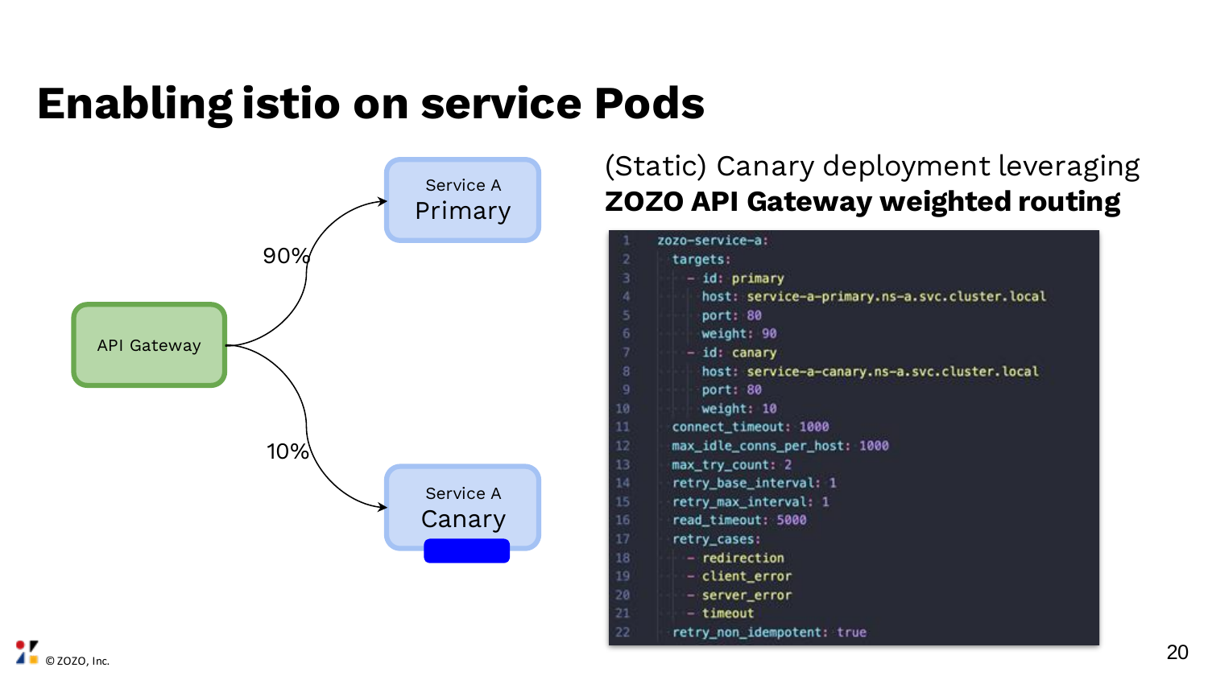# Enabling istio on service Pods

API Gateway → 90% → Service A Primary

API Gateway → 10% → Service A Canary

(Static) Canary deployment leveraging
**ZOZO API Gateway weighted routing**

```
zozo-service-a:
  targets:
    - id: primary
      host: service-a-primary.ns-a.svc.cluster.local
      port: 80
      weight: 90
    - id: canary
      host: service-a-canary.ns-a.svc.cluster.local
      port: 80
      weight: 10
  connect_timeout: 1000
  max_idle_conns_per_host: 1000
  max_try_count: 2
  retry_base_interval: 1
  retry_max_interval: 1
  read_timeout: 5000
  retry_cases:
    - redirection
    - client_error
    - server_error
    - timeout
  retry_non_idempotent: true
```

© ZOZO, Inc.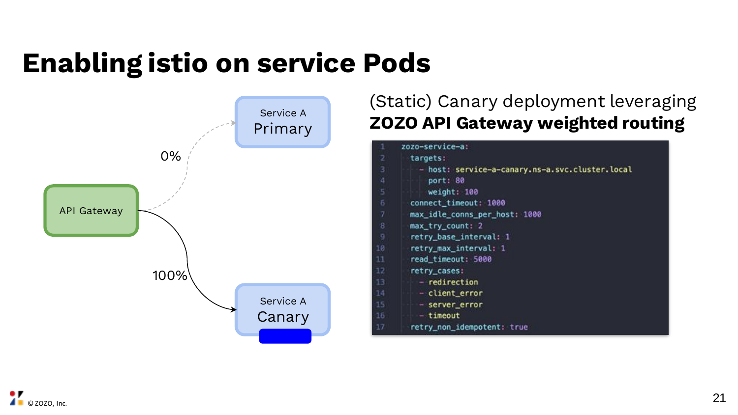# Enabling istio on service Pods

API Gateway

0%

Service A
Primary

100%

Service A
Canary

(Static) Canary deployment leveraging **ZOZO API Gateway weighted routing**

```
zozo-service-a:
  targets:
    - host: service-a-canary.ns-a.svc.cluster.local
      port: 80
      weight: 100
  connect_timeout: 1000
  max_idle_conns_per_host: 1000
  max_try_count: 2
  retry_base_interval: 1
  retry_max_interval: 1
  read_timeout: 5000
  retry_cases:
    - redirection
    - client_error
    - server_error
    - timeout
  retry_non_idempotent: true
```

© ZOZO, Inc.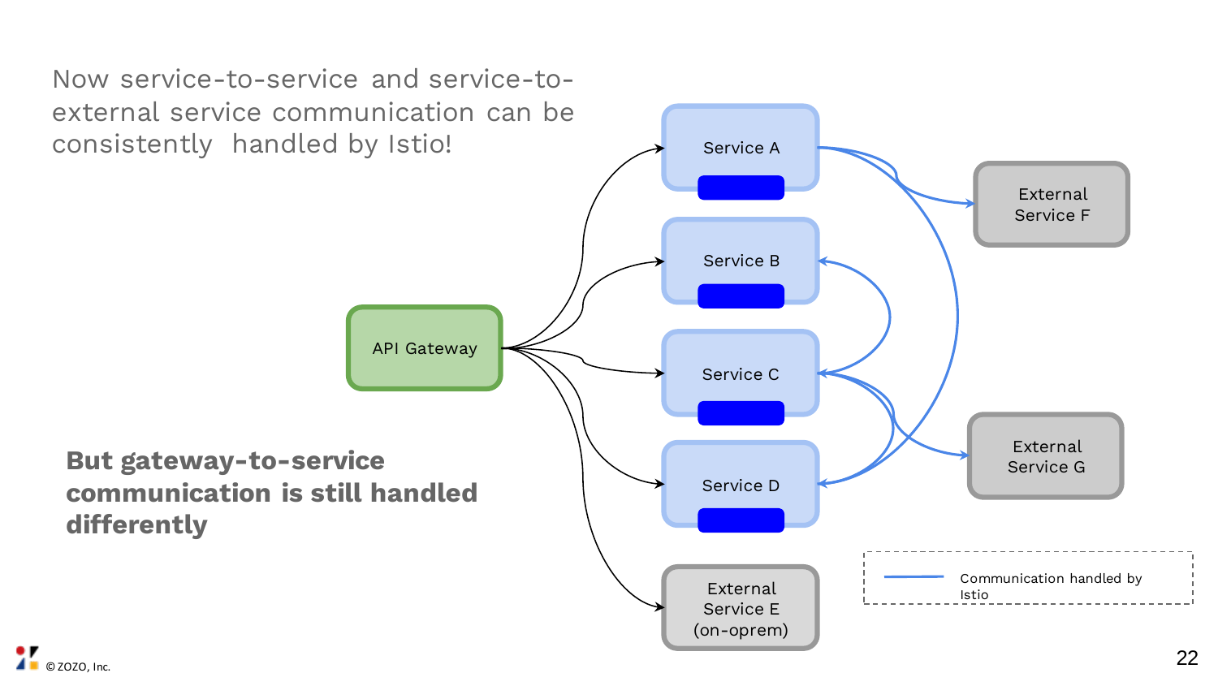Now service-to-service and service-to-external service communication can be consistently handled by Istio!

API Gateway

Service A

Service B

Service C

Service D

External Service E (on-oprem)

External Service F

External Service G

Communication handled by Istio

**But gateway-to-service communication is still handled differently**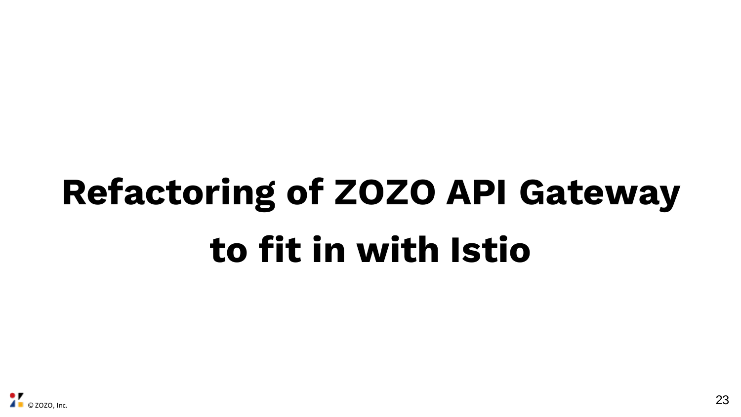# Refactoring of ZOZO API Gateway to fit in with Istio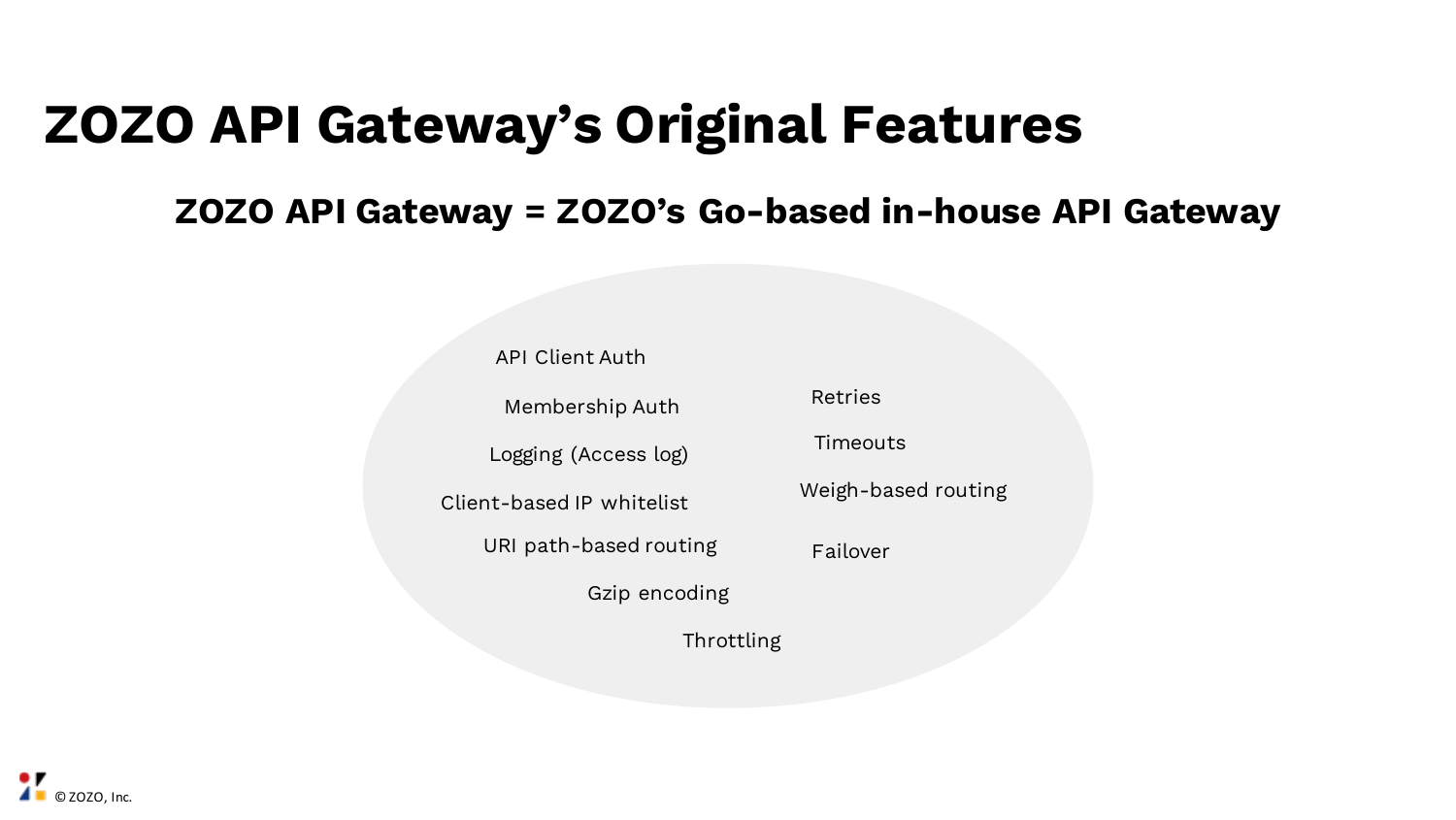# ZOZO API Gateway's Original Features

## ZOZO API Gateway = ZOZO's Go-based in-house API Gateway

- API Client Auth
- Membership Auth
- Logging (Access log)
- Client-based IP whitelist
- URI path-based routing
- Gzip encoding
- Throttling
- Retries
- Timeouts
- Weigh-based routing
- Failover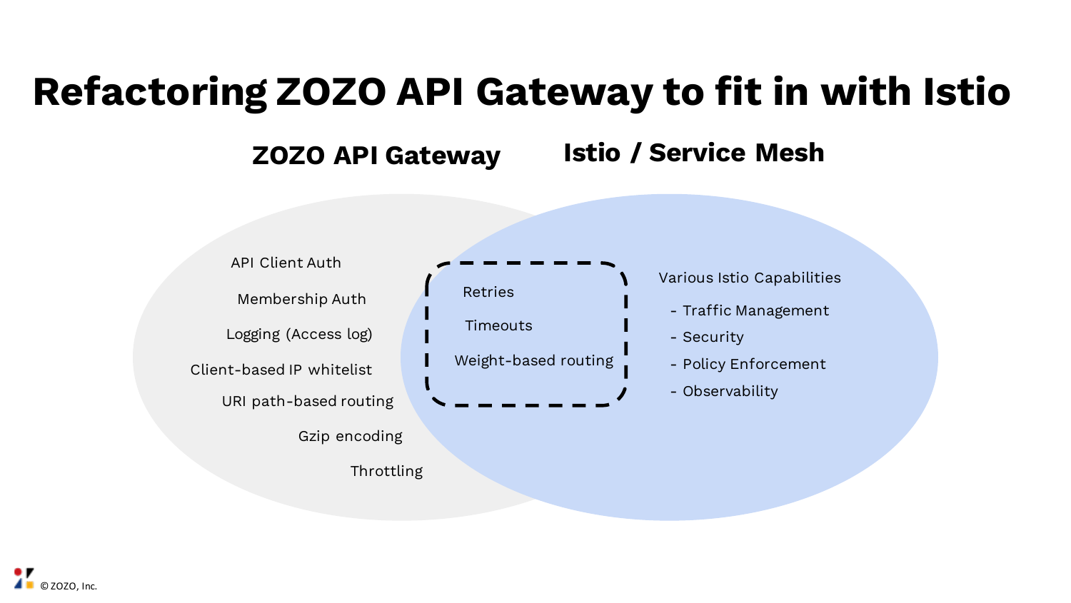# Refactoring ZOZO API Gateway to fit in with Istio

## ZOZO API Gateway

- API Client Auth
- Membership Auth
- Logging (Access log)
- Client-based IP whitelist
- URI path-based routing
- Gzip encoding
- Throttling

## ZOZO API Gateway ∩ Istio / Service Mesh

- Retries
- Timeouts
- Weight-based routing

## Istio / Service Mesh

Various Istio Capabilities

- Traffic Management
- Security
- Policy Enforcement
- Observability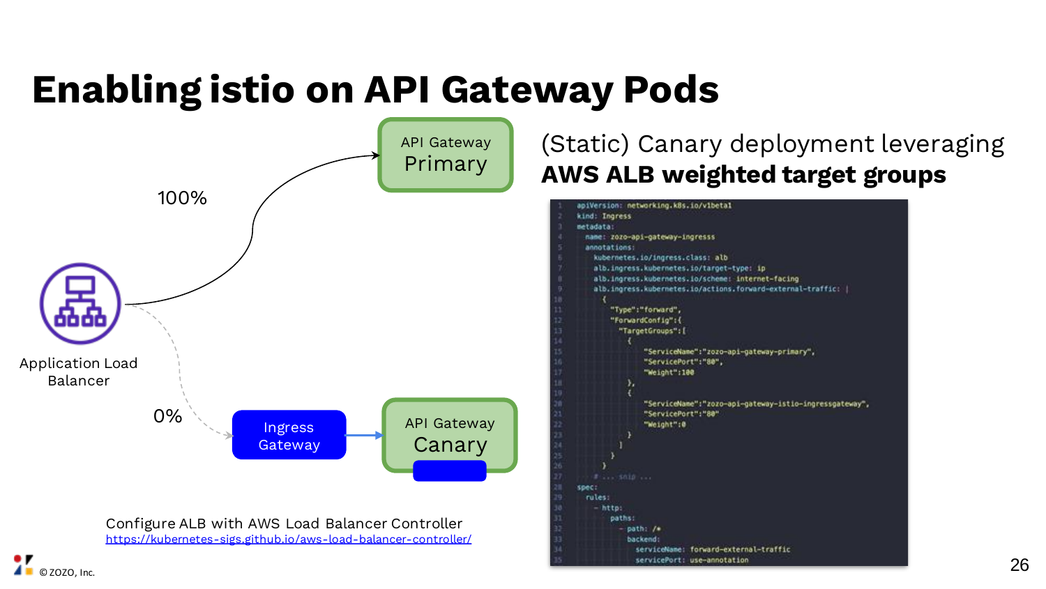# Enabling istio on API Gateway Pods

(Static) Canary deployment leveraging **AWS ALB weighted target groups**

API Gateway Primary

100%

Application Load Balancer

0%

Ingress Gateway

API Gateway Canary

```
apiVersion: networking.k8s.io/v1beta1
kind: Ingress
metadata:
  name: zozo-api-gateway-ingresss
  annotations:
    kubernetes.io/ingress.class: alb
    alb.ingress.kubernetes.io/target-type: ip
    alb.ingress.kubernetes.io/scheme: internet-facing
    alb.ingress.kubernetes.io/actions.forward-external-traffic: |
      {
        "Type":"forward",
        "ForwardConfig":{
          "TargetGroups":[
            {
              "ServiceName":"zozo-api-gateway-primary",
              "ServicePort":"80",
              "Weight":100
            },
            {
              "ServiceName":"zozo-api-gateway-istio-ingressgateway",
              "ServicePort":"80"
              "Weight":0
            }
          ]
        }
      }
    # ... snip ...
spec:
  rules:
    - http:
        paths:
          - path: /*
            backend:
              serviceName: forward-external-traffic
              servicePort: use-annotation
```

Configure ALB with AWS Load Balancer Controller
https://kubernetes-sigs.github.io/aws-load-balancer-controller/

© ZOZO, Inc.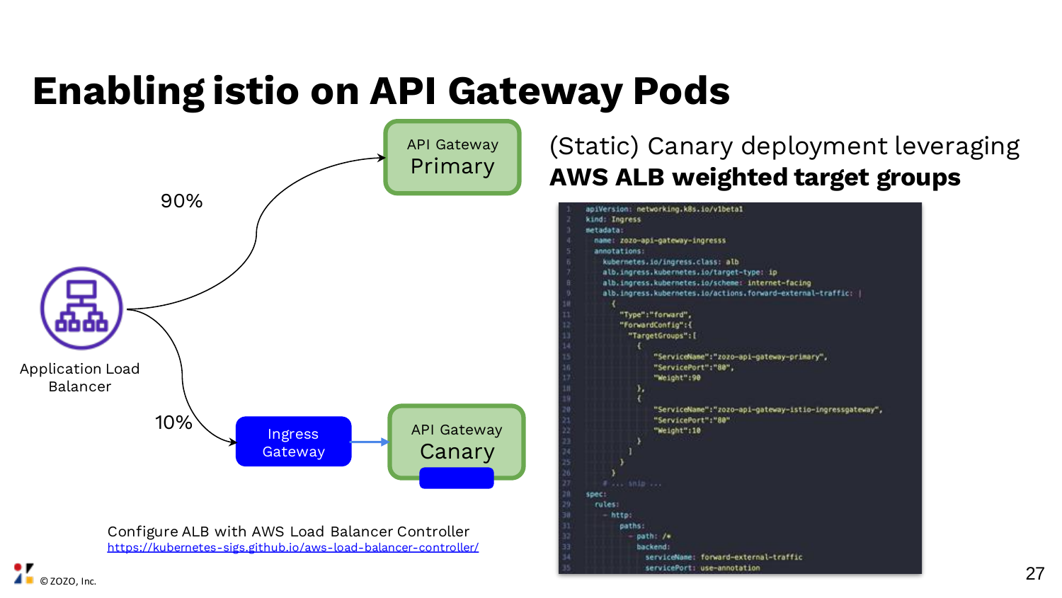# Enabling istio on API Gateway Pods

Application Load Balancer

90% → API Gateway Primary

10% → Ingress Gateway → API Gateway Canary

(Static) Canary deployment leveraging **AWS ALB weighted target groups**

```yaml
apiVersion: networking.k8s.io/v1beta1
kind: Ingress
metadata:
  name: zozo-api-gateway-ingresss
  annotations:
    kubernetes.io/ingress.class: alb
    alb.ingress.kubernetes.io/target-type: ip
    alb.ingress.kubernetes.io/scheme: internet-facing
    alb.ingress.kubernetes.io/actions.forward-external-traffic: |
      {
        "Type":"forward",
        "ForwardConfig":{
          "TargetGroups":[
            {
              "ServiceName":"zozo-api-gateway-primary",
              "ServicePort":"80",
              "Weight":90
            },
            {
              "ServiceName":"zozo-api-gateway-istio-ingressgateway",
              "ServicePort":"80"
              "Weight":10
            }
          ]
        }
      }
    # ... snip ...
spec:
  rules:
    - http:
        paths:
          - path: /*
            backend:
              serviceName: forward-external-traffic
              servicePort: use-annotation
```

Configure ALB with AWS Load Balancer Controller
https://kubernetes-sigs.github.io/aws-load-balancer-controller/

© ZOZO, Inc.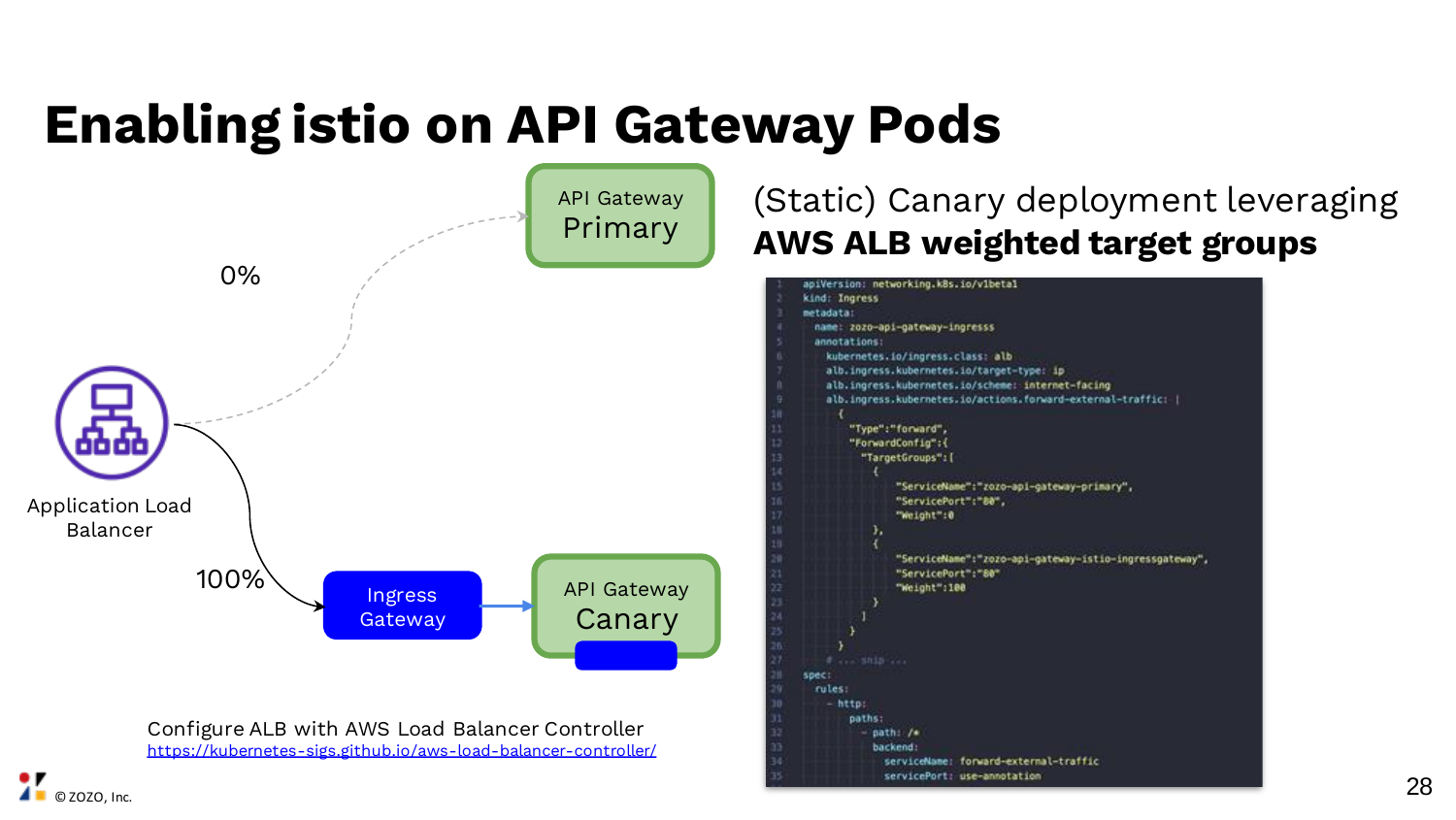# Enabling istio on API Gateway Pods

API Gateway Primary

0%

Application Load Balancer

100%

Ingress Gateway

API Gateway Canary

(Static) Canary deployment leveraging **AWS ALB weighted target groups**

```yaml
apiVersion: networking.k8s.io/v1beta1
kind: Ingress
metadata:
  name: zozo-api-gateway-ingresss
  annotations:
    kubernetes.io/ingress.class: alb
    alb.ingress.kubernetes.io/target-type: ip
    alb.ingress.kubernetes.io/scheme: internet-facing
    alb.ingress.kubernetes.io/actions.forward-external-traffic: |
      {
        "Type":"forward",
        "ForwardConfig":{
          "TargetGroups":[
            {
              "ServiceName":"zozo-api-gateway-primary",
              "ServicePort":"80",
              "Weight":0
            },
            {
              "ServiceName":"zozo-api-gateway-istio-ingressgateway",
              "ServicePort":"80"
              "Weight":100
            }
          ]
        }
      }
    # ... snip ...
spec:
  rules:
    - http:
        paths:
          - path: /*
            backend:
              serviceName: forward-external-traffic
              servicePort: use-annotation
```

Configure ALB with AWS Load Balancer Controller
https://kubernetes-sigs.github.io/aws-load-balancer-controller/

© ZOZO, Inc.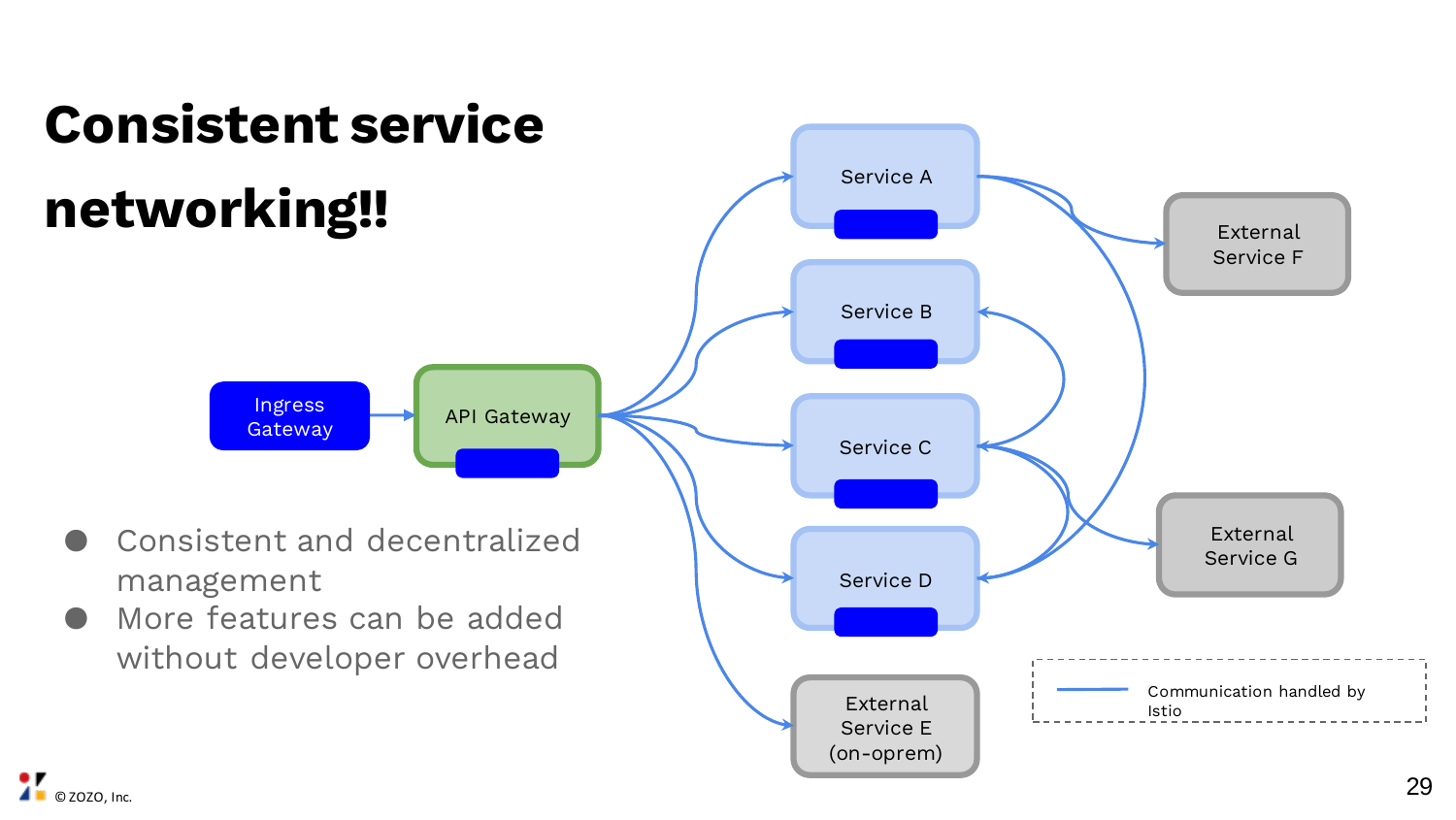# Consistent service networking!!

- Consistent and decentralized management
- More features can be added without developer overhead

Ingress Gateway → API Gateway → Service A, Service B, Service C, Service D, External Service E (on-oprem)

Service A → External Service F

Service A → Service D

Service C → Service B

Service C → External Service G

Service C → Service D

Communication handled by Istio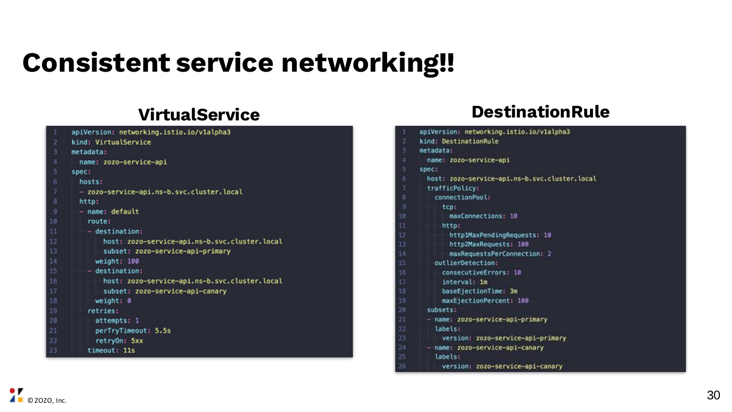# Consistent service networking!!

## VirtualService

```yaml
apiVersion: networking.istio.io/v1alpha3
kind: VirtualService
metadata:
  name: zozo-service-api
spec:
  hosts:
  - zozo-service-api.ns-b.svc.cluster.local
  http:
  - name: default
    route:
    - destination:
        host: zozo-service-api.ns-b.svc.cluster.local
        subset: zozo-service-api-primary
      weight: 100
    - destination:
        host: zozo-service-api.ns-b.svc.cluster.local
        subset: zozo-service-api-canary
      weight: 0
    retries:
      attempts: 1
      perTryTimeout: 5.5s
      retryOn: 5xx
    timeout: 11s
```

## DestinationRule

```yaml
apiVersion: networking.istio.io/v1alpha3
kind: DestinationRule
metadata:
  name: zozo-service-api
spec:
  host: zozo-service-api.ns-b.svc.cluster.local
  trafficPolicy:
    connectionPool:
      tcp:
        maxConnections: 10
      http:
        http1MaxPendingRequests: 10
        http2MaxRequests: 100
        maxRequestsPerConnection: 2
    outlierDetection:
      consecutiveErrors: 10
      interval: 1m
      baseEjectionTime: 3m
      maxEjectionPercent: 100
  subsets:
  - name: zozo-service-api-primary
    labels:
      version: zozo-service-api-primary
  - name: zozo-service-api-canary
    labels:
      version: zozo-service-api-canary
```

© ZOZO, Inc.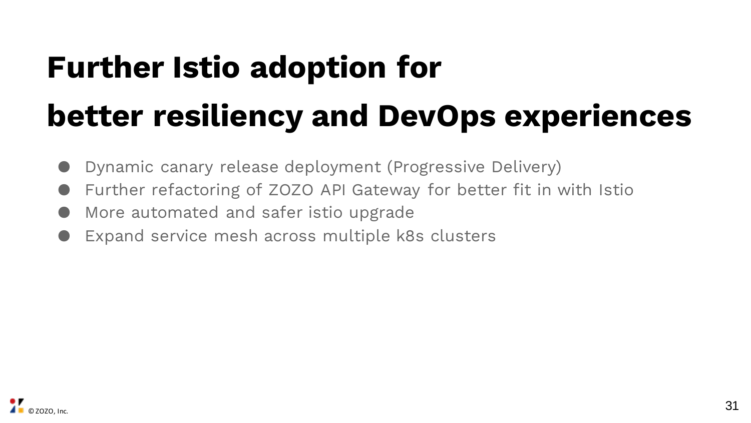# Further Istio adoption for better resiliency and DevOps experiences

- Dynamic canary release deployment (Progressive Delivery)
- Further refactoring of ZOZO API Gateway for better fit in with Istio
- More automated and safer istio upgrade
- Expand service mesh across multiple k8s clusters

© ZOZO, Inc.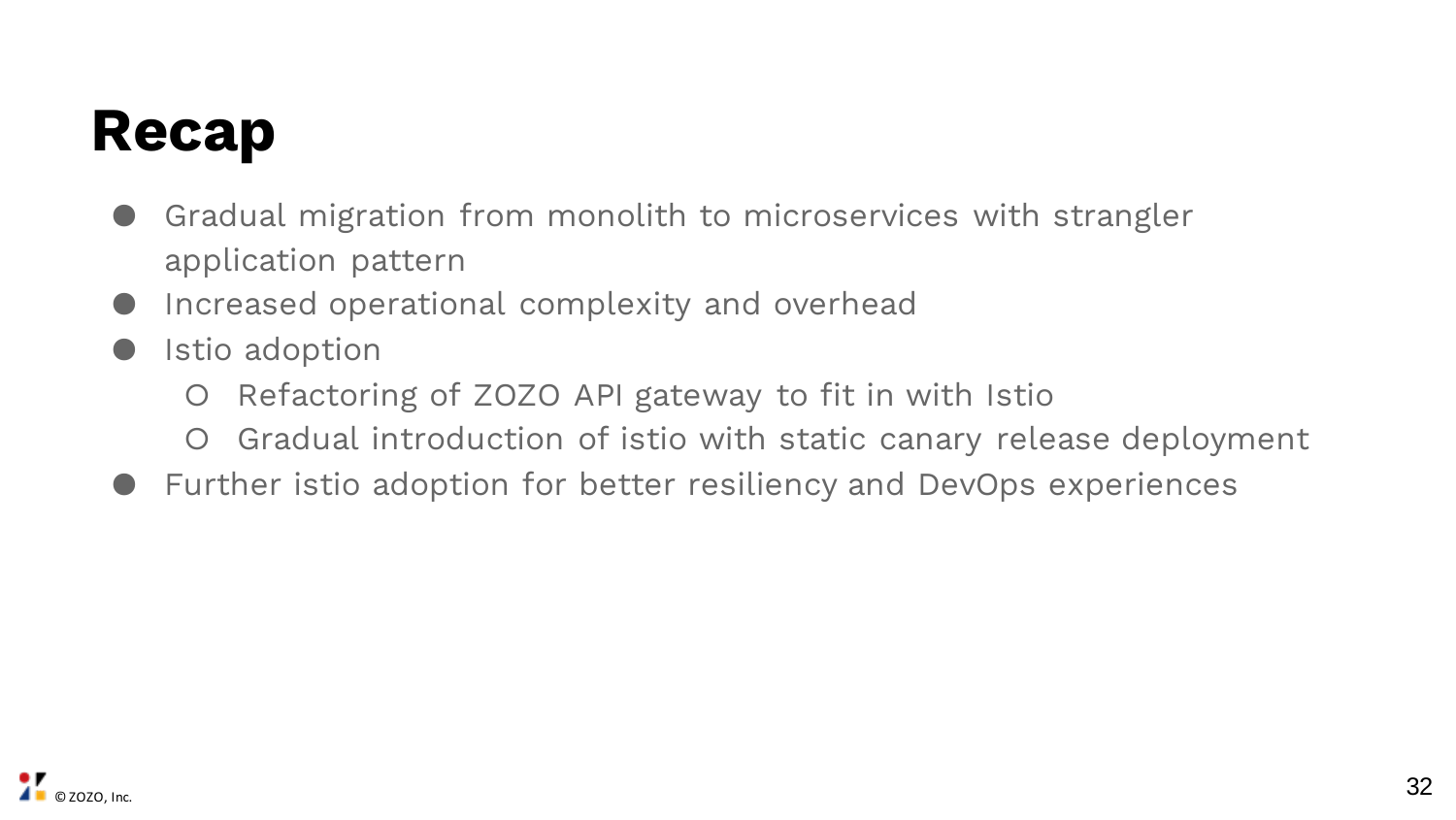# Recap

- Gradual migration from monolith to microservices with strangler application pattern
- Increased operational complexity and overhead
- Istio adoption
  - Refactoring of ZOZO API gateway to fit in with Istio
  - Gradual introduction of istio with static canary release deployment
- Further istio adoption for better resiliency and DevOps experiences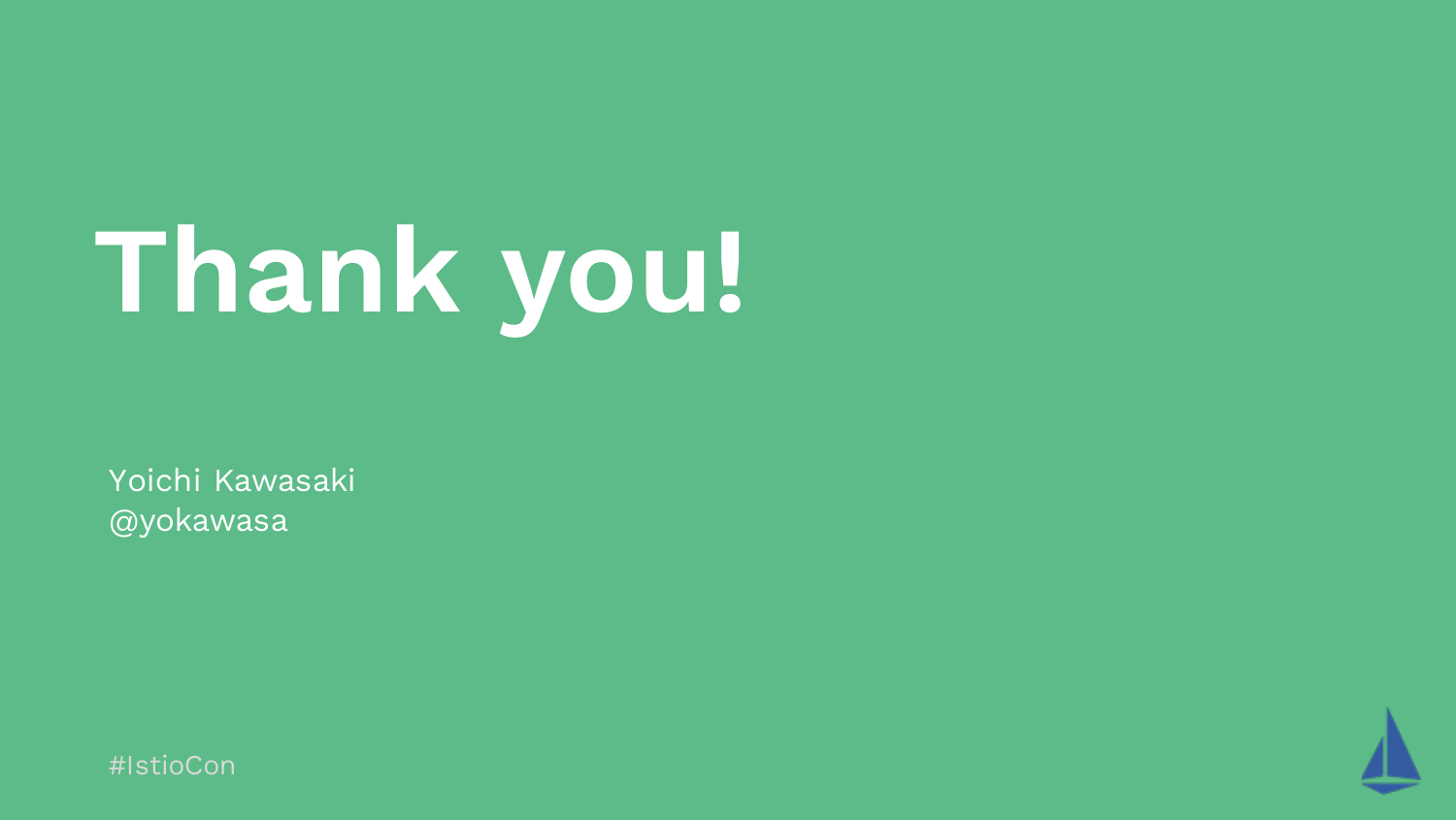# Thank you!

Yoichi Kawasaki
@yokawasa

#IstioCon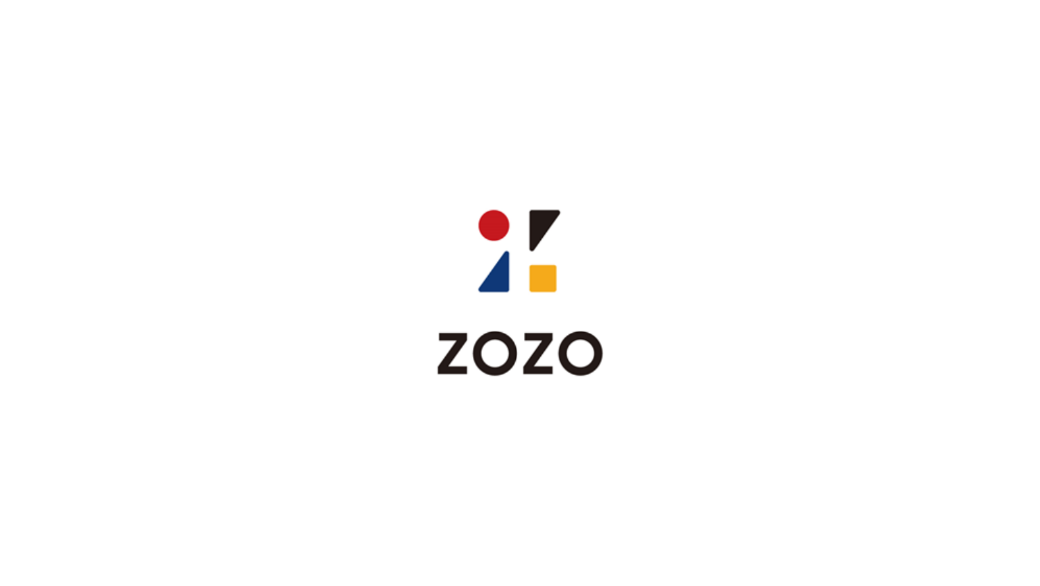ZOZO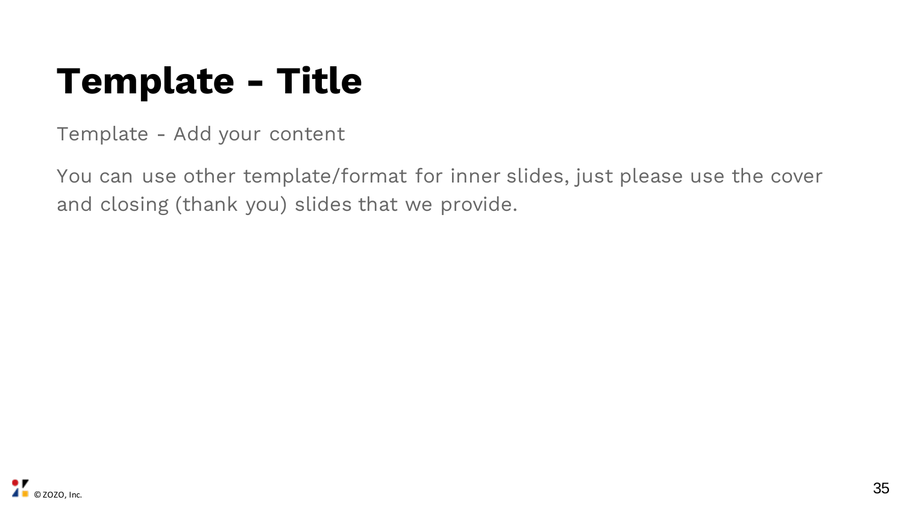# Template - Title

Template - Add your content

You can use other template/format for inner slides, just please use the cover and closing (thank you) slides that we provide.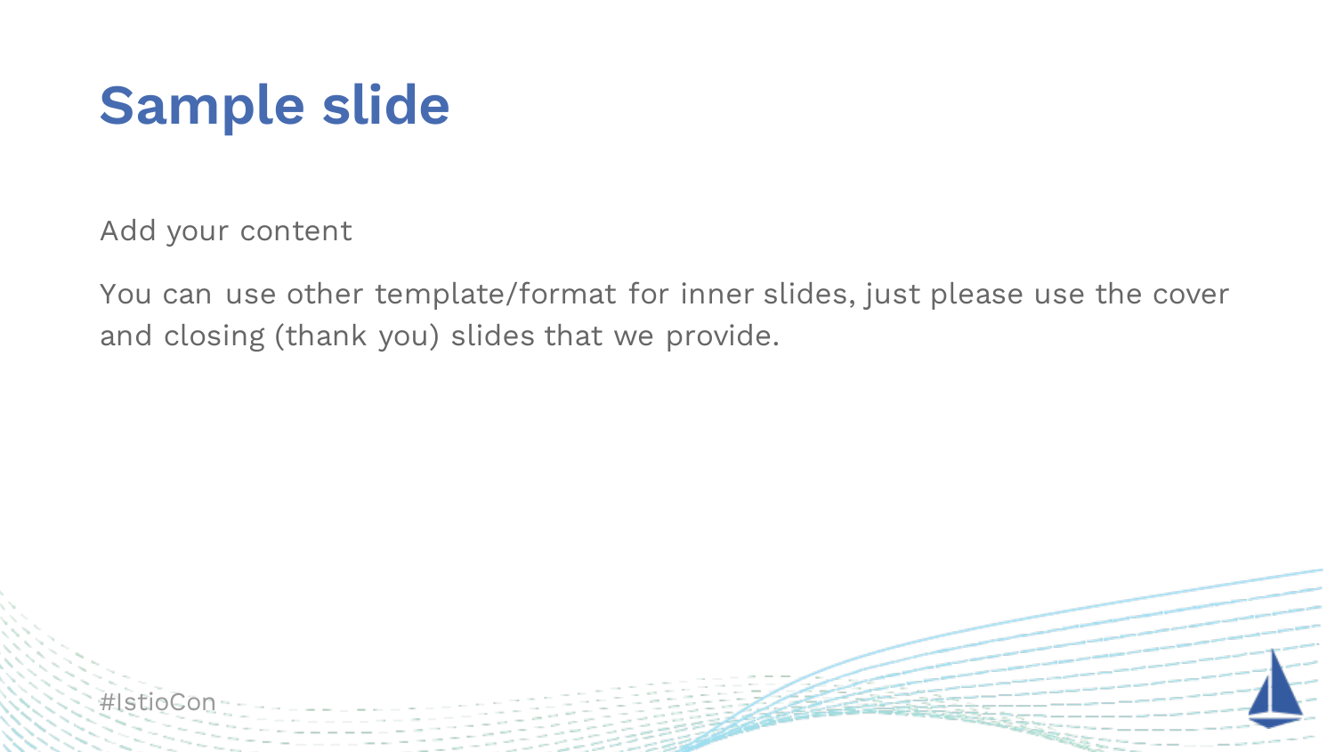# Sample slide

Add your content

You can use other template/format for inner slides, just please use the cover and closing (thank you) slides that we provide.

#IstioCon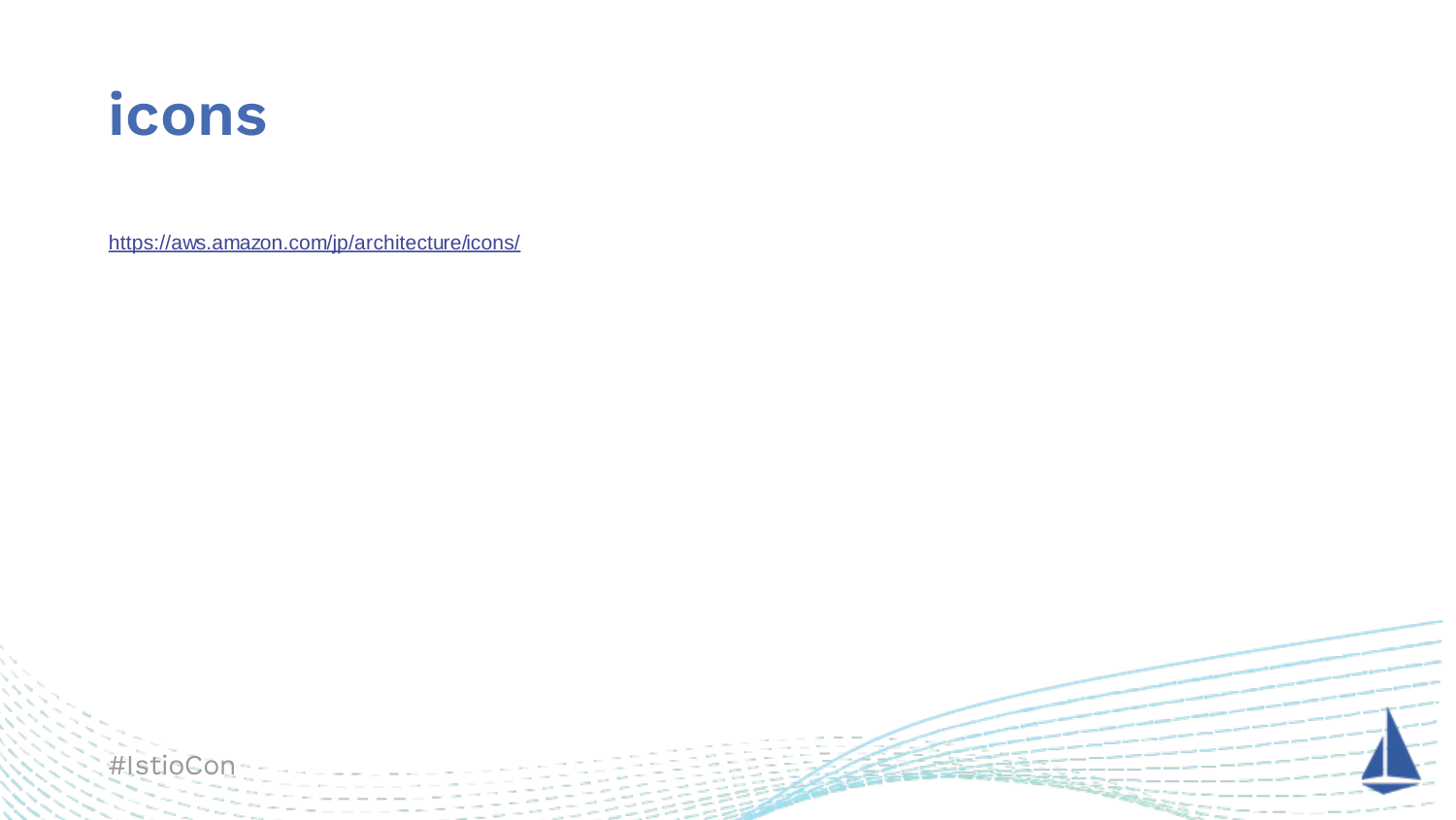# icons

https://aws.amazon.com/jp/architecture/icons/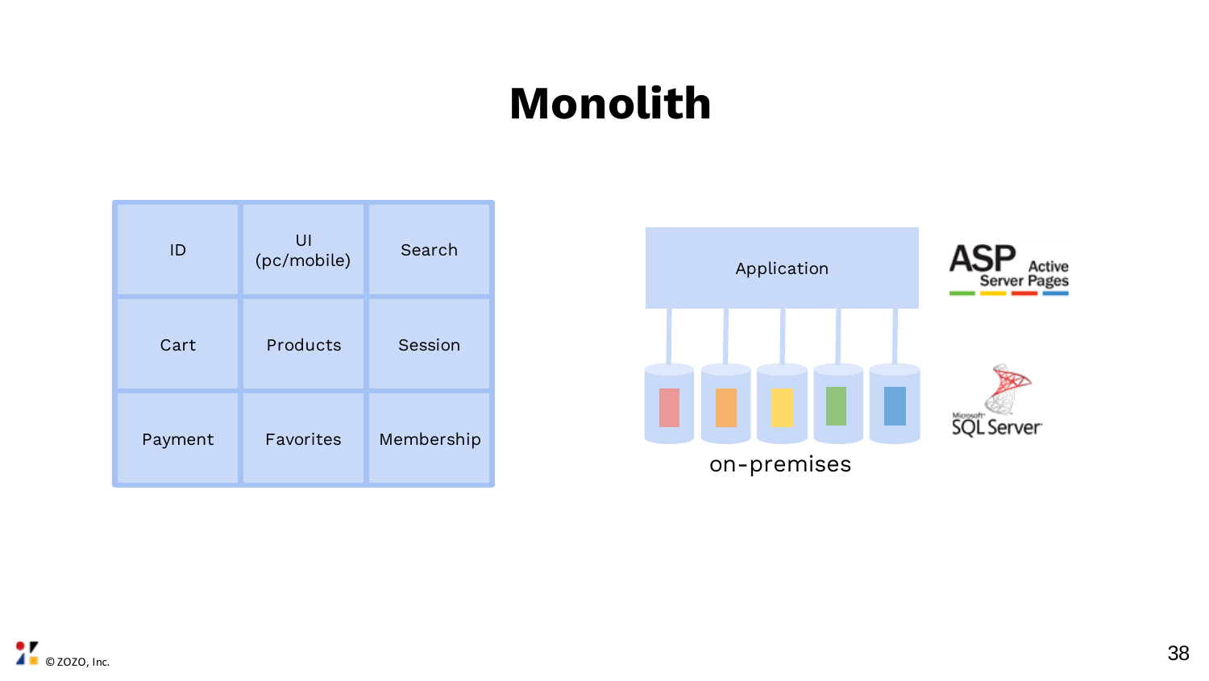# Monolith

| | | |
|---|---|---|
| ID | UI (pc/mobile) | Search |
| Cart | Products | Session |
| Payment | Favorites | Membership |

Application

on-premises

ASP Active Server Pages

SQL Server

© ZOZO, Inc.